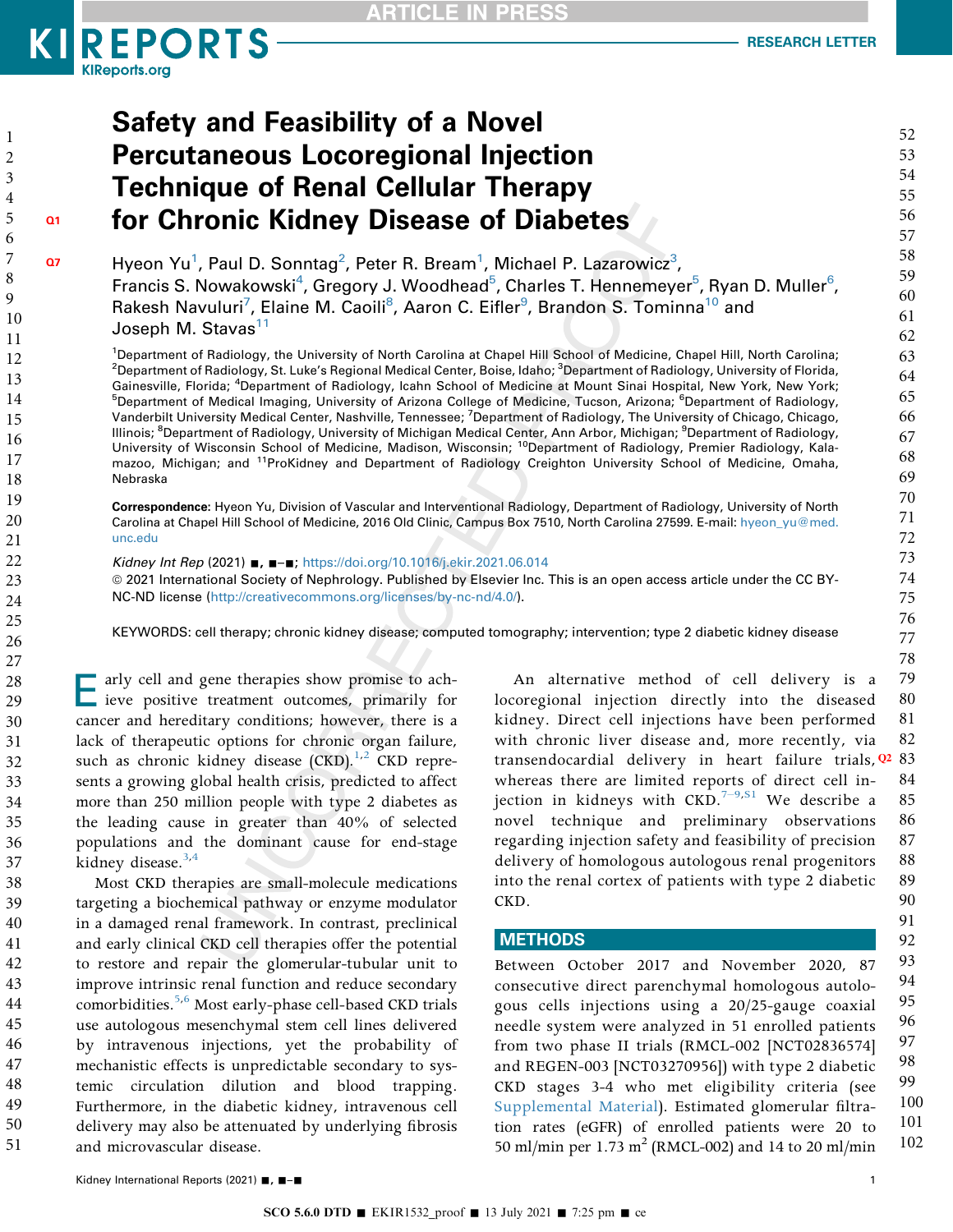# Safety and Feasibility of a Novel Percutaneous Locoregional Injection Technique of Renal Cellular Therapy for Chronic Kidney Disease of Diabetes

Hyeon Yu[1], Paul D. Sonntag[2], Peter R. Bream[1], Michael P. Lazarowicz[3], Francis S. Nowakowski[4], Gregory J. Woodhead[5], Charles T. Hennemeyer[5], Ryan D. Muller[6], Rakesh Navuluri[7], Elaine M. Caoili[8], Aaron C. Eifler[9], Brandon S. Tominna[10] and Joseph M. Stavas[11]

[1]Department of Radiology, the University of North Carolina at Chapel Hill School of Medicine, Chapel Hill, North Carolina; [2]Department of Radiology, St. Luke's Regional Medical Center, Boise, Idaho; [3]Department of Radiology, University of Florida, Gainesville, Florida; [4]Department of Radiology, Icahn School of Medicine at Mount Sinai Hospital, New York, New York; [5]Department of Medical Imaging, University of Arizona College of Medicine, Tucson, Arizona; [6]Department of Radiology, Vanderbilt University Medical Center, Nashville, Tennessee; [7]Department of Radiology, The University of Chicago, Chicago, Illinois; [8]Department of Radiology, University of Michigan Medical Center, Ann Arbor, Michigan; [9]Department of Radiology, University of Wisconsin School of Medicine, Madison, Wisconsin; [10]Department of Radiology, Premier Radiology, Kalamazoo, Michigan; and [11]ProKidney and Department of Radiology Creighton University School of Medicine, Omaha, Nebraska

**Correspondence:** Hyeon Yu, Division of Vascular and Interventional Radiology, Department of Radiology, University of North Carolina at Chapel Hill School of Medicine, 2016 Old Clinic, Campus Box 7510, North Carolina 27599. E-mail: hyeon_yu@med.unc.edu

*Kidney Int Rep* (2021) ■, ■–■; https://doi.org/10.1016/j.ekir.2021.06.014

© 2021 International Society of Nephrology. Published by Elsevier Inc. This is an open access article under the CC BY-NC-ND license (http://creativecommons.org/licenses/by-nc-nd/4.0/).

KEYWORDS: cell therapy; chronic kidney disease; computed tomography; intervention; type 2 diabetic kidney disease

Early cell and gene therapies show promise to achieve positive treatment outcomes, primarily for cancer and hereditary conditions; however, there is a lack of therapeutic options for chronic organ failure, such as chronic kidney disease (CKD).[1,2] CKD represents a growing global health crisis, predicted to affect more than 250 million people with type 2 diabetes as the leading cause in greater than 40% of selected populations and the dominant cause for end-stage kidney disease.[3,4]

Most CKD therapies are small-molecule medications targeting a biochemical pathway or enzyme modulator in a damaged renal framework. In contrast, preclinical and early clinical CKD cell therapies offer the potential to restore and repair the glomerular-tubular unit to improve intrinsic renal function and reduce secondary comorbidities.[5,6] Most early-phase cell-based CKD trials use autologous mesenchymal stem cell lines delivered by intravenous injections, yet the probability of mechanistic effects is unpredictable secondary to systemic circulation dilution and blood trapping. Furthermore, in the diabetic kidney, intravenous cell delivery may also be attenuated by underlying fibrosis and microvascular disease.

An alternative method of cell delivery is a locoregional injection directly into the diseased kidney. Direct cell injections have been performed with chronic liver disease and, more recently, via transendocardial delivery in heart failure trials, whereas there are limited reports of direct cell injection in kidneys with CKD.[7–9,S1] We describe a novel technique and preliminary observations regarding injection safety and feasibility of precision delivery of homologous autologous renal progenitors into the renal cortex of patients with type 2 diabetic CKD.

## METHODS

Between October 2017 and November 2020, 87 consecutive direct parenchymal homologous autologous cells injections using a 20/25-gauge coaxial needle system were analyzed in 51 enrolled patients from two phase II trials (RMCL-002 [NCT02836574] and REGEN-003 [NCT03270956]) with type 2 diabetic CKD stages 3-4 who met eligibility criteria (see Supplemental Material). Estimated glomerular filtration rates (eGFR) of enrolled patients were 20 to 50 ml/min per 1.73 m$^2$ (RMCL-002) and 14 to 20 ml/min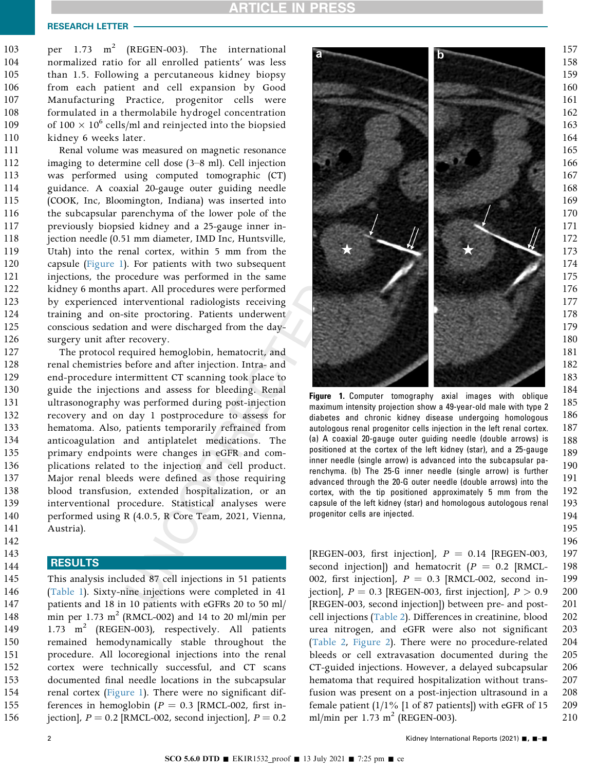per 1.73 $m^2$ (REGEN-003). The international normalized ratio for all enrolled patients' was less than 1.5. Following a percutaneous kidney biopsy from each patient and cell expansion by Good Manufacturing Practice, progenitor cells were formulated in a thermolabile hydrogel concentration of 100 $\times$ $10^6$ cells/ml and reinjected into the biopsied kidney 6 weeks later.

Renal volume was measured on magnetic resonance imaging to determine cell dose (3–8 ml). Cell injection was performed using computed tomographic (CT) guidance. A coaxial 20-gauge outer guiding needle (COOK, Inc, Bloomington, Indiana) was inserted into the subcapsular parenchyma of the lower pole of the previously biopsied kidney and a 25-gauge inner injection needle (0.51 mm diameter, IMD Inc, Huntsville, Utah) into the renal cortex, within 5 mm from the capsule (Figure 1). For patients with two subsequent injections, the procedure was performed in the same kidney 6 months apart. All procedures were performed by experienced interventional radiologists receiving training and on-site proctoring. Patients underwent conscious sedation and were discharged from the day-surgery unit after recovery.

The protocol required hemoglobin, hematocrit, and renal chemistries before and after injection. Intra- and end-procedure intermittent CT scanning took place to guide the injections and assess for bleeding. Renal ultrasonography was performed during post-injection recovery and on day 1 postprocedure to assess for hematoma. Also, patients temporarily refrained from anticoagulation and antiplatelet medications. The primary endpoints were changes in eGFR and complications related to the injection and cell product. Major renal bleeds were defined as those requiring blood transfusion, extended hospitalization, or an interventional procedure. Statistical analyses were performed using R (4.0.5, R Core Team, 2021, Vienna, Austria).

Figure 1. Computer tomography axial images with oblique maximum intensity projection show a 49-year-old male with type 2 diabetes and chronic kidney disease undergoing homologous autologous renal progenitor cells injection in the left renal cortex. (a) A coaxial 20-gauge outer guiding needle (double arrows) is positioned at the cortex of the left kidney (star), and a 25-gauge inner needle (single arrow) is advanced into the subcapsular parenchyma. (b) The 25-G inner needle (single arrow) is further advanced through the 20-G outer needle (double arrows) into the cortex, with the tip positioned approximately 5 mm from the capsule of the left kidney (star) and homologous autologous renal progenitor cells are injected.

## RESULTS

This analysis included 87 cell injections in 51 patients (Table 1). Sixty-nine injections were completed in 41 patients and 18 in 10 patients with eGFRs 20 to 50 ml/min per 1.73 $m^2$ (RMCL-002) and 14 to 20 ml/min per 1.73 $m^2$ (REGEN-003), respectively. All patients remained hemodynamically stable throughout the procedure. All locoregional injections into the renal cortex were technically successful, and CT scans documented final needle locations in the subcapsular renal cortex (Figure 1). There were no significant differences in hemoglobin ($P$ = 0.3 [RMCL-002, first injection], $P$ = 0.2 [RMCL-002, second injection], $P$ = 0.2 [REGEN-003, first injection], $P$ = 0.14 [REGEN-003, second injection]) and hematocrit ($P$ = 0.2 [RMCL-002, first injection], $P$ = 0.3 [RMCL-002, second injection], $P$ = 0.3 [REGEN-003, first injection], $P > 0.9$ [REGEN-003, second injection]) between pre- and post-cell injections (Table 2). Differences in creatinine, blood urea nitrogen, and eGFR were also not significant (Table 2, Figure 2). There were no procedure-related bleeds or cell extravasation documented during the CT-guided injections. However, a delayed subcapsular hematoma that required hospitalization without transfusion was present on a post-injection ultrasound in a female patient (1/1% [1 of 87 patients]) with eGFR of 15 ml/min per 1.73 $m^2$ (REGEN-003).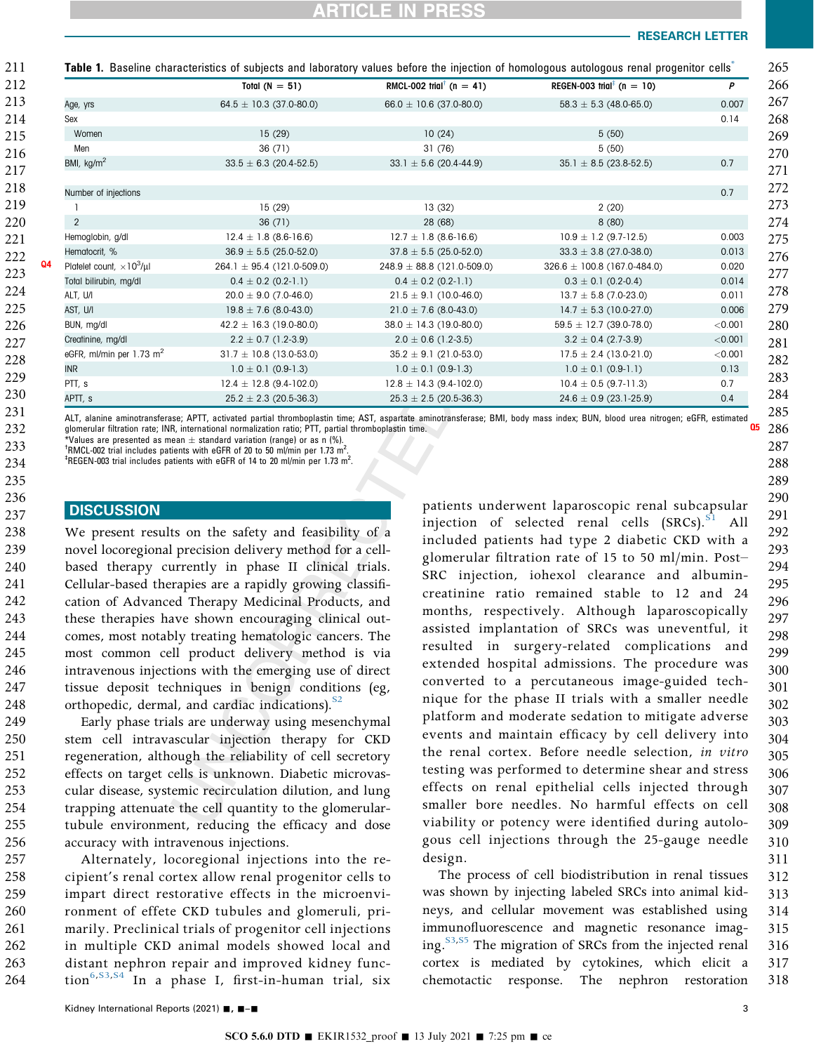**Table 1.** Baseline characteristics of subjects and laboratory values before the injection of homologous autologous renal progenitor cells*

| | Total (N = 51) | RMCL-002 trial[†] (n = 41) | REGEN-003 trial[‡] (n = 10) | P |
|---|---|---|---|---|
| Age, yrs | 64.5 ± 10.3 (37.0-80.0) | 66.0 ± 10.6 (37.0-80.0) | 58.3 ± 5.3 (48.0-65.0) | 0.007 |
| Sex | | | | 0.14 |
| Women | 15 (29) | 10 (24) | 5 (50) | |
| Men | 36 (71) | 31 (76) | 5 (50) | |
| BMI, kg/m$^2$ | 33.5 ± 6.3 (20.4-52.5) | 33.1 ± 5.6 (20.4-44.9) | 35.1 ± 8.5 (23.8-52.5) | 0.7 |
| Number of injections | | | | 0.7 |
| 1 | 15 (29) | 13 (32) | 2 (20) | |
| 2 | 36 (71) | 28 (68) | 8 (80) | |
| Hemoglobin, g/dl | 12.4 ± 1.8 (8.6-16.6) | 12.7 ± 1.8 (8.6-16.6) | 10.9 ± 1.2 (9.7-12.5) | 0.003 |
| Hematocrit, % | 36.9 ± 5.5 (25.0-52.0) | 37.8 ± 5.5 (25.0-52.0) | 33.3 ± 3.8 (27.0-38.0) | 0.013 |
| Platelet count, ×10$^3$/μl | 264.1 ± 95.4 (121.0-509.0) | 248.9 ± 88.8 (121.0-509.0) | 326.6 ± 100.8 (167.0-484.0) | 0.020 |
| Total bilirubin, mg/dl | 0.4 ± 0.2 (0.2-1.1) | 0.4 ± 0.2 (0.2-1.1) | 0.3 ± 0.1 (0.2-0.4) | 0.014 |
| ALT, U/l | 20.0 ± 9.0 (7.0-46.0) | 21.5 ± 9.1 (10.0-46.0) | 13.7 ± 5.8 (7.0-23.0) | 0.011 |
| AST, U/l | 19.8 ± 7.6 (8.0-43.0) | 21.0 ± 7.6 (8.0-43.0) | 14.7 ± 5.3 (10.0-27.0) | 0.006 |
| BUN, mg/dl | 42.2 ± 16.3 (19.0-80.0) | 38.0 ± 14.3 (19.0-80.0) | 59.5 ± 12.7 (39.0-78.0) | <0.001 |
| Creatinine, mg/dl | 2.2 ± 0.7 (1.2-3.9) | 2.0 ± 0.6 (1.2-3.5) | 3.2 ± 0.4 (2.7-3.9) | <0.001 |
| eGFR, ml/min per 1.73 m$^2$ | 31.7 ± 10.8 (13.0-53.0) | 35.2 ± 9.1 (21.0-53.0) | 17.5 ± 2.4 (13.0-21.0) | <0.001 |
| INR | 1.0 ± 0.1 (0.9-1.3) | 1.0 ± 0.1 (0.9-1.3) | 1.0 ± 0.1 (0.9-1.1) | 0.13 |
| PTT, s | 12.4 ± 12.8 (9.4-102.0) | 12.8 ± 14.3 (9.4-102.0) | 10.4 ± 0.5 (9.7-11.3) | 0.7 |
| APTT, s | 25.2 ± 2.3 (20.5-36.3) | 25.3 ± 2.5 (20.5-36.3) | 24.6 ± 0.9 (23.1-25.9) | 0.4 |

ALT, alanine aminotransferase; APTT, activated partial thromboplastin time; AST, aspartate aminotransferase; BMI, body mass index; BUN, blood urea nitrogen; eGFR, estimated glomerular filtration rate; INR, international normalization ratio; PTT, partial thromboplastin time.
*Values are presented as mean ± standard variation (range) or as n (%).
[†]RMCL-002 trial includes patients with eGFR of 20 to 50 ml/min per 1.73 m$^2$.
[‡]REGEN-003 trial includes patients with eGFR of 14 to 20 ml/min per 1.73 m$^2$.

## DISCUSSION

We present results on the safety and feasibility of a novel locoregional precision delivery method for a cell-based therapy currently in phase II clinical trials. Cellular-based therapies are a rapidly growing classification of Advanced Therapy Medicinal Products, and these therapies have shown encouraging clinical outcomes, most notably treating hematologic cancers. The most common cell product delivery method is via intravenous injections with the emerging use of direct tissue deposit techniques in benign conditions (eg, orthopedic, dermal, and cardiac indications).[S2]

Early phase trials are underway using mesenchymal stem cell intravascular injection therapy for CKD regeneration, although the reliability of cell secretory effects on target cells is unknown. Diabetic microvascular disease, systemic recirculation dilution, and lung trapping attenuate the cell quantity to the glomerular-tubule environment, reducing the efficacy and dose accuracy with intravenous injections.

Alternately, locoregional injections into the recipient's renal cortex allow renal progenitor cells to impart direct restorative effects in the microenvironment of effete CKD tubules and glomeruli, primarily. Preclinical trials of progenitor cell injections in multiple CKD animal models showed local and distant nephron repair and improved kidney function[6,S3,S4] In a phase I, first-in-human trial, six patients underwent laparoscopic renal subcapsular injection of selected renal cells (SRCs).[S1] All included patients had type 2 diabetic CKD with a glomerular filtration rate of 15 to 50 ml/min. Post–SRC injection, iohexol clearance and albumin-creatinine ratio remained stable to 12 and 24 months, respectively. Although laparoscopically assisted implantation of SRCs was uneventful, it resulted in surgery-related complications and extended hospital admissions. The procedure was converted to a percutaneous image-guided technique for the phase II trials with a smaller needle platform and moderate sedation to mitigate adverse events and maintain efficacy by cell delivery into the renal cortex. Before needle selection, *in vitro* testing was performed to determine shear and stress effects on renal epithelial cells injected through smaller bore needles. No harmful effects on cell viability or potency were identified during autologous cell injections through the 25-gauge needle design.

The process of cell biodistribution in renal tissues was shown by injecting labeled SRCs into animal kidneys, and cellular movement was established using immunofluorescence and magnetic resonance imaging.[S3,S5] The migration of SRCs from the injected renal cortex is mediated by cytokines, which elicit a chemotactic response. The nephron restoration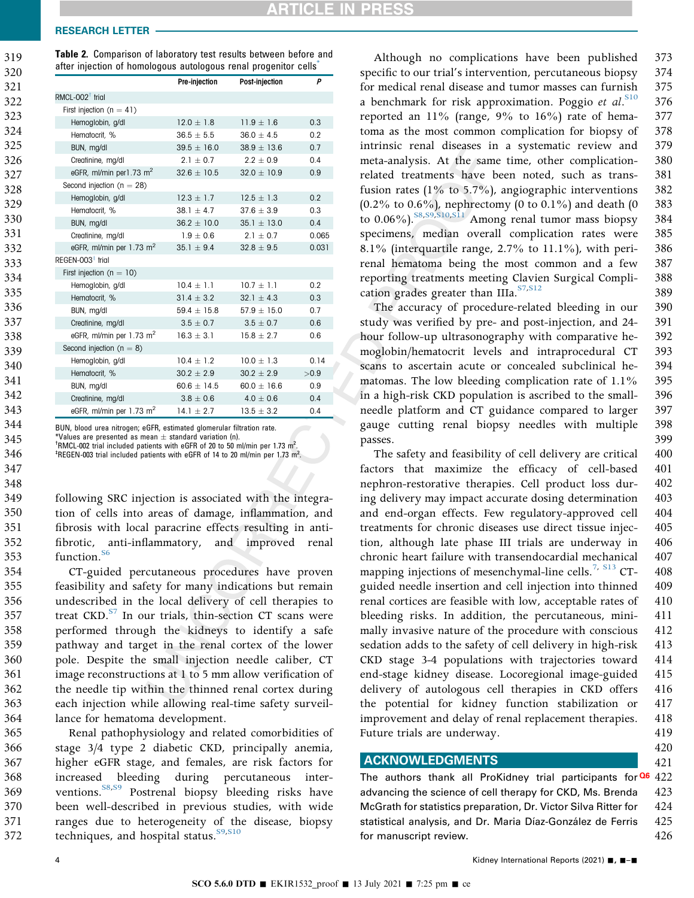**Table 2.** Comparison of laboratory test results between before and after injection of homologous autologous renal progenitor cells*

| | Pre-injection | Post-injection | *P* |
|---|---|---|---|
| RMCL-002[†] trial | | | |
| First injection (n = 41) | | | |
| Hemoglobin, g/dl | 12.0 ± 1.8 | 11.9 ± 1.6 | 0.3 |
| Hematocrit, % | 36.5 ± 5.5 | 36.0 ± 4.5 | 0.2 |
| BUN, mg/dl | 39.5 ± 16.0 | 38.9 ± 13.6 | 0.7 |
| Creatinine, mg/dl | 2.1 ± 0.7 | 2.2 ± 0.9 | 0.4 |
| eGFR, ml/min per1.73 $m^2$ | 32.6 ± 10.5 | 32.0 ± 10.9 | 0.9 |
| Second injection (n = 28) | | | |
| Hemoglobin, g/dl | 12.3 ± 1.7 | 12.5 ± 1.3 | 0.2 |
| Hematocrit, % | 38.1 ± 4.7 | 37.6 ± 3.9 | 0.3 |
| BUN, mg/dl | 36.2 ± 10.0 | 35.1 ± 13.0 | 0.4 |
| Creatinine, mg/dl | 1.9 ± 0.6 | 2.1 ± 0.7 | 0.065 |
| eGFR, ml/min per 1.73 $m^2$ | 35.1 ± 9.4 | 32.8 ± 9.5 | 0.031 |
| REGEN-003[‡] trial | | | |
| First injection (n = 10) | | | |
| Hemoglobin, g/dl | 10.4 ± 1.1 | 10.7 ± 1.1 | 0.2 |
| Hematocrit, % | 31.4 ± 3.2 | 32.1 ± 4.3 | 0.3 |
| BUN, mg/dl | 59.4 ± 15.8 | 57.9 ± 15.0 | 0.7 |
| Creatinine, mg/dl | 3.5 ± 0.7 | 3.5 ± 0.7 | 0.6 |
| eGFR, ml/min per 1.73 $m^2$ | 16.3 ± 3.1 | 15.8 ± 2.7 | 0.6 |
| Second injection (n = 8) | | | |
| Hemoglobin, g/dl | 10.4 ± 1.2 | 10.0 ± 1.3 | 0.14 |
| Hematocrit, % | 30.2 ± 2.9 | 30.2 ± 2.9 | >0.9 |
| BUN, mg/dl | 60.6 ± 14.5 | 60.0 ± 16.6 | 0.9 |
| Creatinine, mg/dl | 3.8 ± 0.6 | 4.0 ± 0.6 | 0.4 |
| eGFR, ml/min per 1.73 $m^2$ | 14.1 ± 2.7 | 13.5 ± 3.2 | 0.4 |

BUN, blood urea nitrogen; eGFR, estimated glomerular filtration rate.
*Values are presented as mean ± standard variation (n).
[†]RMCL-002 trial included patients with eGFR of 20 to 50 ml/min per 1.73 $m^2$.
[‡]REGEN-003 trial included patients with eGFR of 14 to 20 ml/min per 1.73 $m^2$.

following SRC injection is associated with the integration of cells into areas of damage, inflammation, and fibrosis with local paracrine effects resulting in antifibrotic, anti-inflammatory, and improved renal function.[S6]

CT-guided percutaneous procedures have proven feasibility and safety for many indications but remain undescribed in the local delivery of cell therapies to treat CKD.[S7] In our trials, thin-section CT scans were performed through the kidneys to identify a safe pathway and target in the renal cortex of the lower pole. Despite the small injection needle caliber, CT image reconstructions at 1 to 5 mm allow verification of the needle tip within the thinned renal cortex during each injection while allowing real-time safety surveillance for hematoma development.

Renal pathophysiology and related comorbidities of stage 3/4 type 2 diabetic CKD, principally anemia, higher eGFR stage, and females, are risk factors for increased bleeding during percutaneous interventions.[S8,S9] Postrenal biopsy bleeding risks have been well-described in previous studies, with wide ranges due to heterogeneity of the disease, biopsy techniques, and hospital status.[S9,S10]

Although no complications have been published specific to our trial's intervention, percutaneous biopsy for medical renal disease and tumor masses can furnish a benchmark for risk approximation. Poggio *et al.*[S10] reported an 11% (range, 9% to 16%) rate of hematoma as the most common complication for biopsy of intrinsic renal diseases in a systematic review and meta-analysis. At the same time, other complication-related treatments have been noted, such as transfusion rates (1% to 5.7%), angiographic interventions (0.2% to 0.6%), nephrectomy (0 to 0.1%) and death (0 to 0.06%).[S8,S9,S10,S11] Among renal tumor mass biopsy specimens, median overall complication rates were 8.1% (interquartile range, 2.7% to 11.1%), with perirenal hematoma being the most common and a few reporting treatments meeting Clavien Surgical Complication grades greater than IIIa.[S7,S12]

The accuracy of procedure-related bleeding in our study was verified by pre- and post-injection, and 24-hour follow-up ultrasonography with comparative hemoglobin/hematocrit levels and intraprocedural CT scans to ascertain acute or concealed subclinical hematomas. The low bleeding complication rate of 1.1% in a high-risk CKD population is ascribed to the small-needle platform and CT guidance compared to larger gauge cutting renal biopsy needles with multiple passes.

The safety and feasibility of cell delivery are critical factors that maximize the efficacy of cell-based nephron-restorative therapies. Cell product loss during delivery may impact accurate dosing determination and end-organ effects. Few regulatory-approved cell treatments for chronic diseases use direct tissue injection, although late phase III trials are underway in chronic heart failure with transendocardial mechanical mapping injections of mesenchymal-line cells.[7, S13] CT-guided needle insertion and cell injection into thinned renal cortices are feasible with low, acceptable rates of bleeding risks. In addition, the percutaneous, minimally invasive nature of the procedure with conscious sedation adds to the safety of cell delivery in high-risk CKD stage 3-4 populations with trajectories toward end-stage kidney disease. Locoregional image-guided delivery of autologous cell therapies in CKD offers the potential for kidney function stabilization or improvement and delay of renal replacement therapies. Future trials are underway.

## ACKNOWLEDGMENTS

The authors thank all ProKidney trial participants for advancing the science of cell therapy for CKD, Ms. Brenda McGrath for statistics preparation, Dr. Victor Silva Ritter for statistical analysis, and Dr. Maria Díaz-González de Ferris for manuscript review.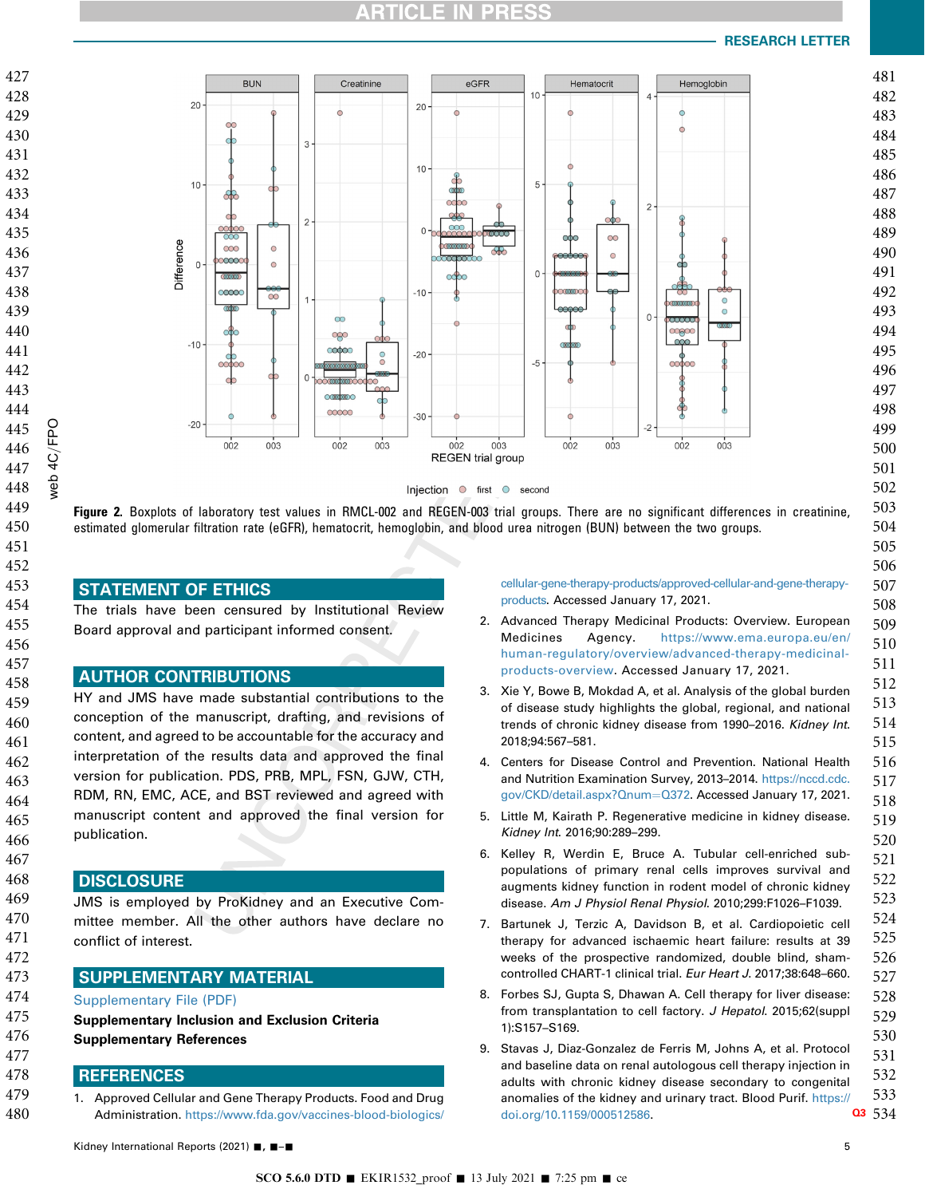BUN
Creatinine
eGFR
Hematocrit
Hemoglobin

Difference

20
10
0
-10
-20

3
2
1
0

20
10
0
-10
-20
-30

10
5
0
-5

4
2
0
-2

002 003 002 003 002 003 002 003 002 003

REGEN trial group

Injection first second

**Figure 2.** Boxplots of laboratory test values in RMCL-002 and REGEN-003 trial groups. There are no significant differences in creatinine, estimated glomerular filtration rate (eGFR), hematocrit, hemoglobin, and blood urea nitrogen (BUN) between the two groups.

## STATEMENT OF ETHICS

The trials have been censured by Institutional Review Board approval and participant informed consent.

## AUTHOR CONTRIBUTIONS

HY and JMS have made substantial contributions to the conception of the manuscript, drafting, and revisions of content, and agreed to be accountable for the accuracy and interpretation of the results data and approved the final version for publication. PDS, PRB, MPL, FSN, GJW, CTH, RDM, RN, EMC, ACE, and BST reviewed and agreed with manuscript content and approved the final version for publication.

## DISCLOSURE

JMS is employed by ProKidney and an Executive Committee member. All the other authors have declare no conflict of interest.

## SUPPLEMENTARY MATERIAL

Supplementary File (PDF)

**Supplementary Inclusion and Exclusion Criteria**

**Supplementary References**

## REFERENCES

1. Approved Cellular and Gene Therapy Products. Food and Drug Administration. https://www.fda.gov/vaccines-blood-biologics/cellular-gene-therapy-products/approved-cellular-and-gene-therapy-products. Accessed January 17, 2021.
2. Advanced Therapy Medicinal Products: Overview. European Medicines Agency. https://www.ema.europa.eu/en/human-regulatory/overview/advanced-therapy-medicinal-products-overview. Accessed January 17, 2021.
3. Xie Y, Bowe B, Mokdad A, et al. Analysis of the global burden of disease study highlights the global, regional, and national trends of chronic kidney disease from 1990–2016. *Kidney Int.* 2018;94:567–581.
4. Centers for Disease Control and Prevention. National Health and Nutrition Examination Survey, 2013–2014. https://nccd.cdc.gov/CKD/detail.aspx?Qnum=Q372. Accessed January 17, 2021.
5. Little M, Kairath P. Regenerative medicine in kidney disease. *Kidney Int.* 2016;90:289–299.
6. Kelley R, Werdin E, Bruce A. Tubular cell-enriched subpopulations of primary renal cells improves survival and augments kidney function in rodent model of chronic kidney disease. *Am J Physiol Renal Physiol.* 2010;299:F1026–F1039.
7. Bartunek J, Terzic A, Davidson B, et al. Cardiopoietic cell therapy for advanced ischaemic heart failure: results at 39 weeks of the prospective randomized, double blind, sham-controlled CHART-1 clinical trial. *Eur Heart J.* 2017;38:648–660.
8. Forbes SJ, Gupta S, Dhawan A. Cell therapy for liver disease: from transplantation to cell factory. *J Hepatol.* 2015;62(suppl 1):S157–S169.
9. Stavas J, Diaz-Gonzalez de Ferris M, Johns A, et al. Protocol and baseline data on renal autologous cell therapy injection in adults with chronic kidney disease secondary to congenital anomalies of the kidney and urinary tract. Blood Purif. https://doi.org/10.1159/000512586.